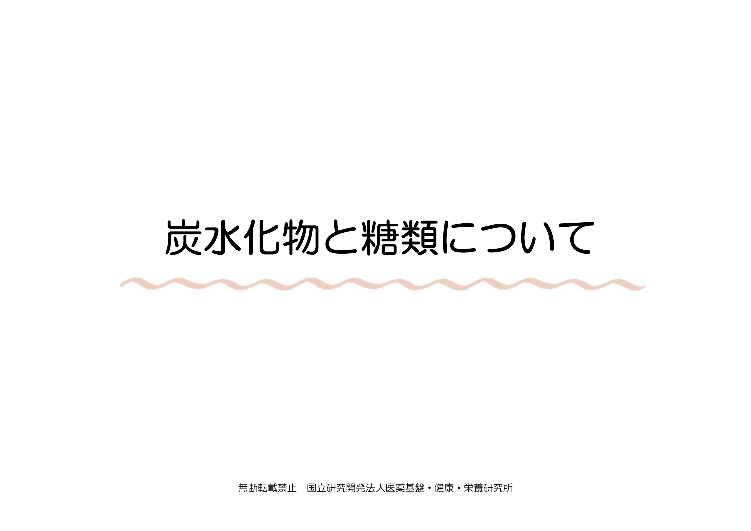# 炭水化物と糖類について

無断転載禁止　国立研究開発法人医薬基盤・健康・栄養研究所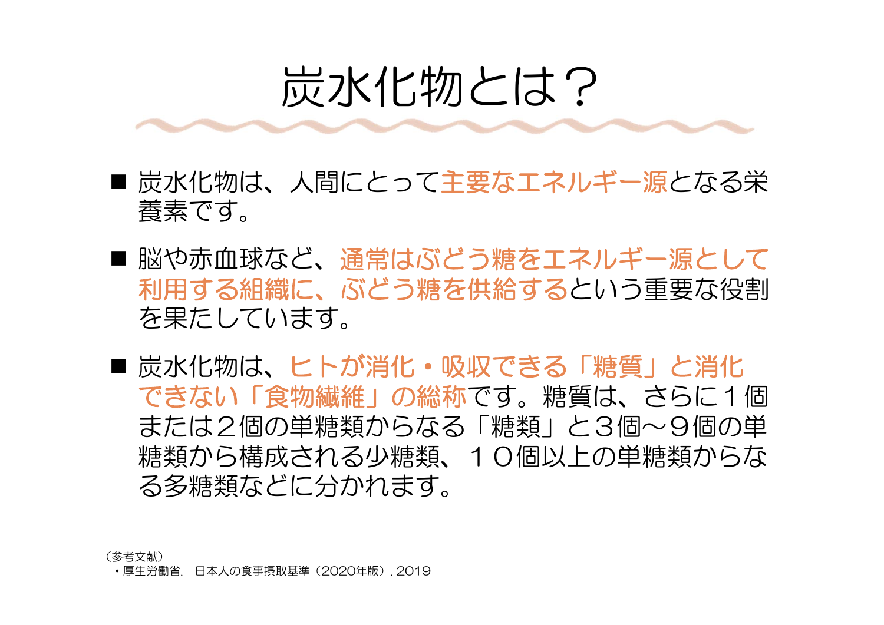# 炭水化物とは？

- 炭水化物は、人間にとって主要なエネルギー源となる栄養素です。
- 脳や赤血球など、通常はぶどう糖をエネルギー源として利用する組織に、ぶどう糖を供給するという重要な役割を果たしています。
- 炭水化物は、ヒトが消化・吸収できる「糖質」と消化できない「食物繊維」の総称です。糖質は、さらに１個または２個の単糖類からなる「糖類」と３個～９個の単糖類から構成される少糖類、１０個以上の単糖類からなる多糖類などに分かれます。

（参考文献）
・厚生労働省．日本人の食事摂取基準（2020年版）．2019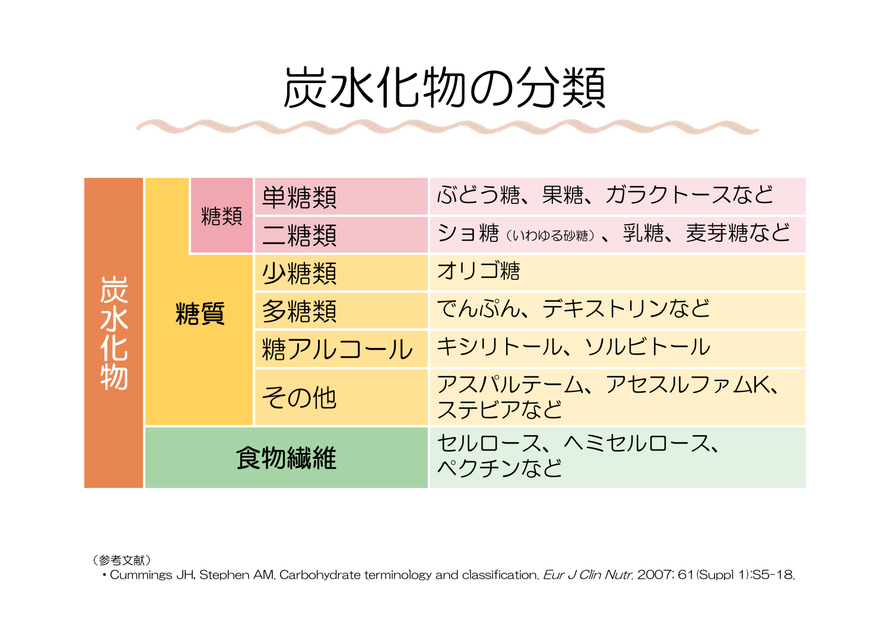# 炭水化物の分類

| | | | | |
|---|---|---|---|---|
| 炭水化物 | 糖質 | 糖類 | 単糖類 | ぶどう糖、果糖、ガラクトースなど |
| | | | 二糖類 | ショ糖（いわゆる砂糖）、乳糖、麦芽糖など |
| | | | 少糖類 | オリゴ糖 |
| | | | 多糖類 | でんぷん、デキストリンなど |
| | | | 糖アルコール | キシリトール、ソルビトール |
| | | | その他 | アスパルテーム、アセスルファムK、ステビアなど |
| | 食物繊維 | | | セルロース、ヘミセルロース、ペクチンなど |

（参考文献）

- Cummings JH, Stephen AM. Carbohydrate terminology and classification. *Eur J Clin Nutr.* 2007; 61(Suppl 1):S5-18.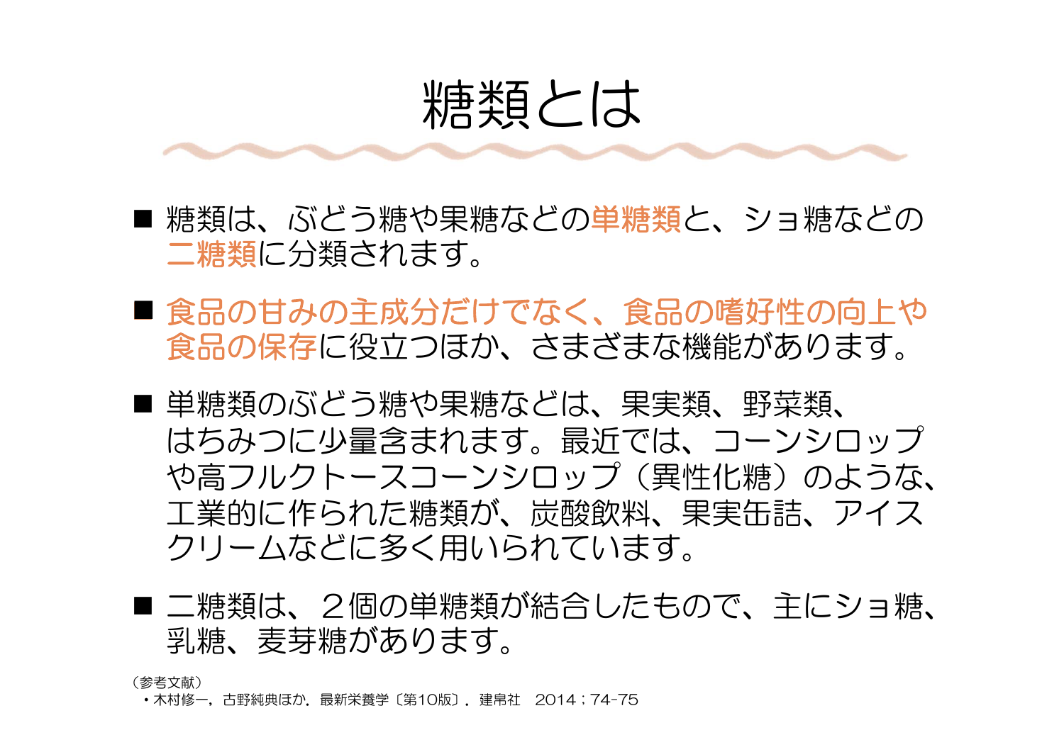# 糖類とは

- 糖類は、ぶどう糖や果糖などの単糖類と、ショ糖などの二糖類に分類されます。
- 食品の甘みの主成分だけでなく、食品の嗜好性の向上や食品の保存に役立つほか、さまざまな機能があります。
- 単糖類のぶどう糖や果糖などは、果実類、野菜類、はちみつに少量含まれます。最近では、コーンシロップや高フルクトースコーンシロップ（異性化糖）のような、工業的に作られた糖類が、炭酸飲料、果実缶詰、アイスクリームなどに多く用いられています。
- 二糖類は、２個の単糖類が結合したもので、主にショ糖、乳糖、麦芽糖があります。

（参考文献）
・木村修一，古野純典ほか．最新栄養学〔第10版〕．建帛社　2014；74-75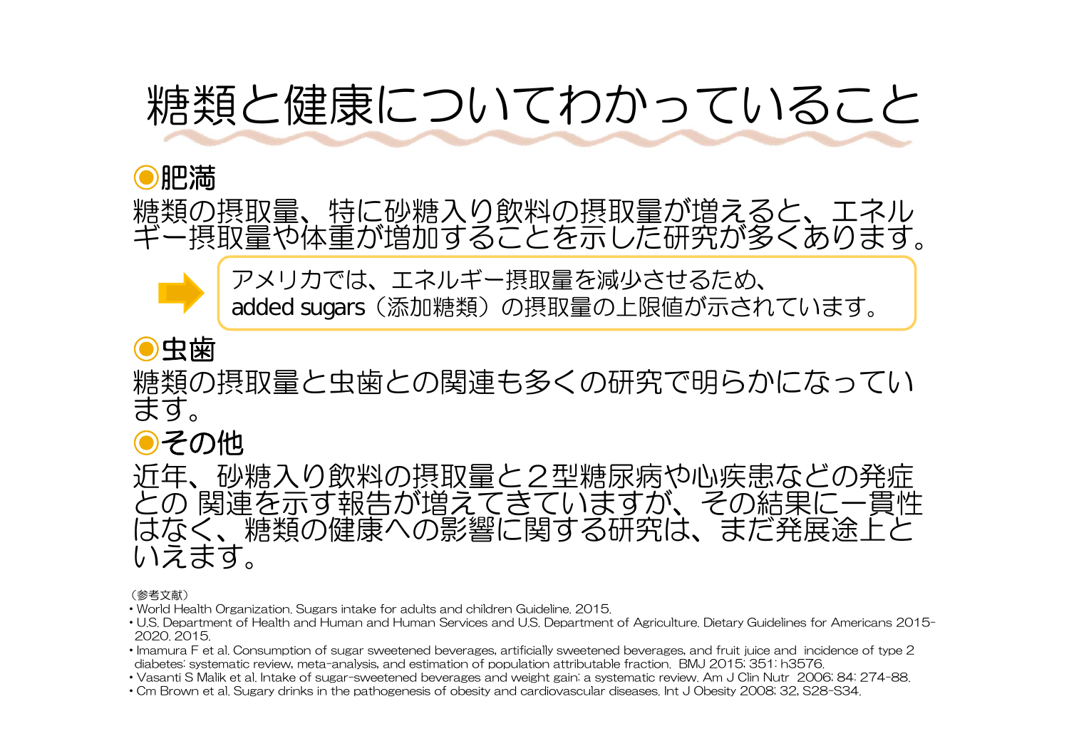# 糖類と健康についてわかっていること

## ◉肥満

糖類の摂取量、特に砂糖入り飲料の摂取量が増えると、エネルギー摂取量や体重が増加することを示した研究が多くあります。

➡ アメリカでは、エネルギー摂取量を減少させるため、added sugars（添加糖類）の摂取量の上限値が示されています。

## ◉虫歯

糖類の摂取量と虫歯との関連も多くの研究で明らかになっています。

## ◉その他

近年、砂糖入り飲料の摂取量と２型糖尿病や心疾患などの発症との 関連を示す報告が増えてきていますが、その結果に一貫性はなく、糖類の健康への影響に関する研究は、まだ発展途上といえます。

（参考文献）

- World Health Organization. Sugars intake for adults and children Guideline. 2015.
- U.S. Department of Health and Human and Human Services and U.S. Department of Agriculture. Dietary Guidelines for Americans 2015-2020. 2015.
- Imamura F et al. Consumption of sugar sweetened beverages, artificially sweetened beverages, and fruit juice and incidence of type 2 diabetes: systematic review, meta-analysis, and estimation of population attributable fraction. BMJ 2015; 351: h3576.
- Vasanti S Malik et al. Intake of sugar-sweetened beverages and weight gain: a systematic review. Am J Clin Nutr 2006; 84: 274-88.
- Cm Brown et al. Sugary drinks in the pathogenesis of obesity and cardiovascular diseases. Int J Obesity 2008; 32, S28-S34.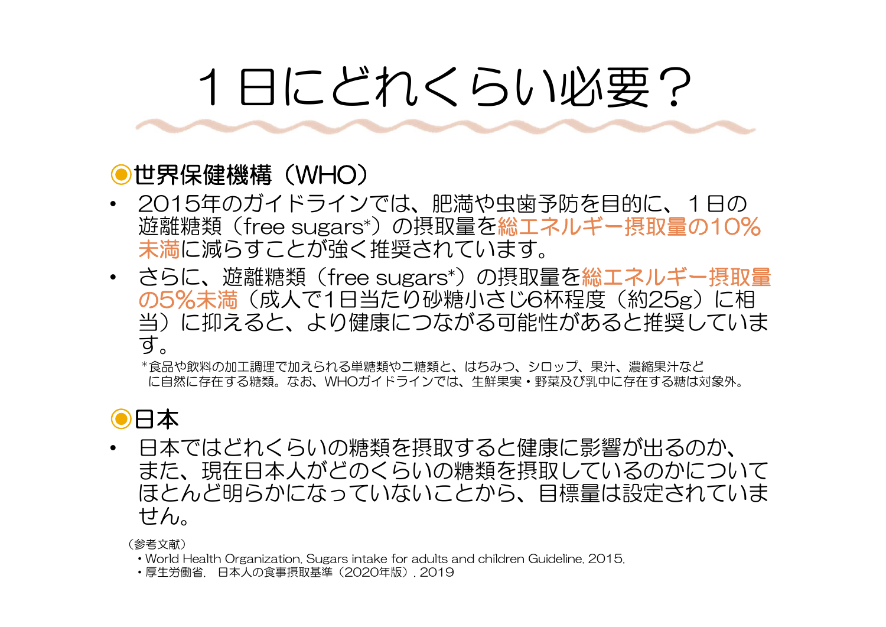# １日にどれくらい必要？

## ◉世界保健機構（WHO）

- 2015年のガイドラインでは、肥満や虫歯予防を目的に、１日の遊離糖類（free sugars*）の摂取量を総エネルギー摂取量の10%未満に減らすことが強く推奨されています。
- さらに、遊離糖類（free sugars*）の摂取量を総エネルギー摂取量の5%未満（成人で1日当たり砂糖小さじ6杯程度（約25g）に相当）に抑えると、より健康につながる可能性があると推奨しています。

＊食品や飲料の加工調理で加えられる単糖類や二糖類と、はちみつ、シロップ、果汁、濃縮果汁などに自然に存在する糖類。なお、WHOガイドラインでは、生鮮果実・野菜及び乳中に存在する糖は対象外。

## ◉日本

- 日本ではどれくらいの糖類を摂取すると健康に影響が出るのか、また、現在日本人がどのくらいの糖類を摂取しているのかについてほとんど明らかになっていないことから、目標量は設定されていません。

（参考文献）
- World Health Organization. Sugars intake for adults and children Guideline. 2015.
- 厚生労働省．日本人の食事摂取基準（2020年版）．2019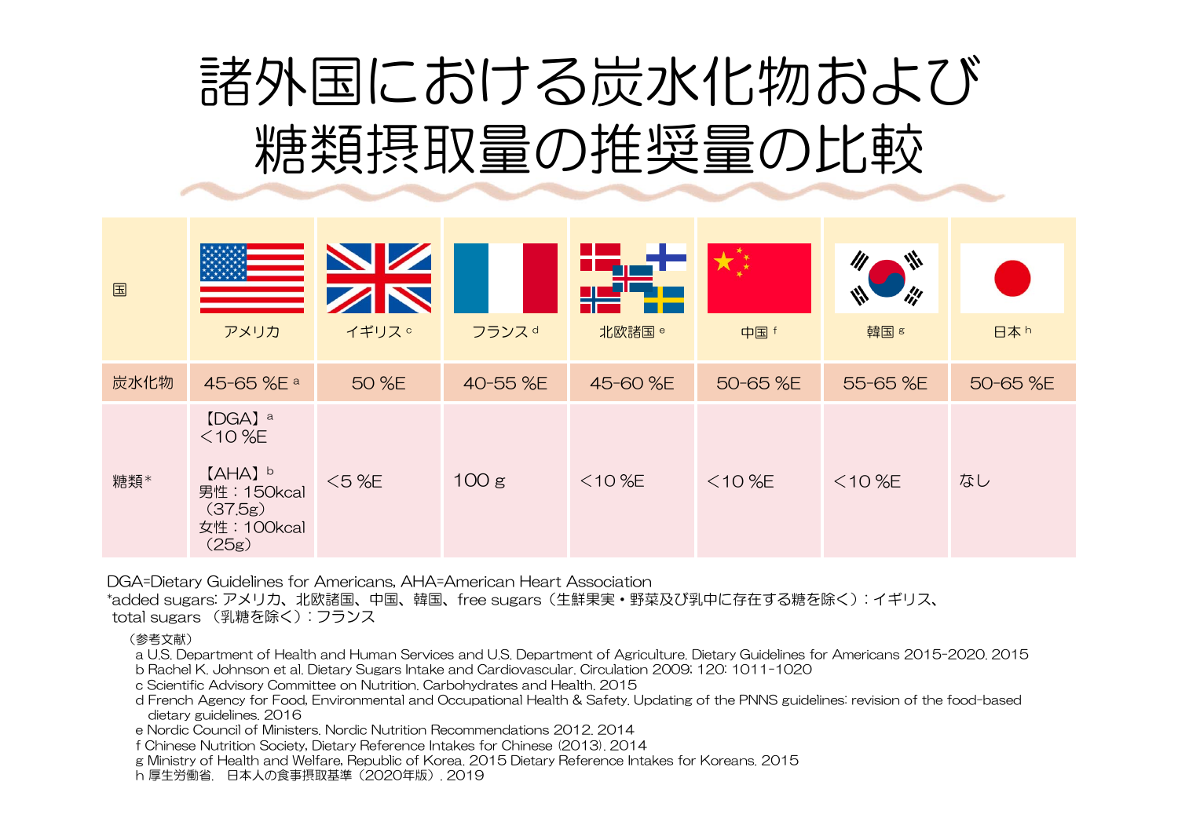# 諸外国における炭水化物および糖類摂取量の推奨量の比較

| 国 | アメリカ | イギリス[c] | フランス[d] | 北欧諸国[e] | 中国[f] | 韓国[g] | 日本[h] |
|---|---|---|---|---|---|---|---|
| 炭水化物 | 45-65 %E[a] | 50 %E | 40-55 %E | 45-60 %E | 50-65 %E | 55-65 %E | 50-65 %E |
| 糖類* | 【DGA】[a] <10 %E<br>【AHA】[b] 男性：150kcal（37.5g） 女性：100kcal（25g） | <5 %E | 100 g | <10 %E | <10 %E | <10 %E | なし |

DGA=Dietary Guidelines for Americans, AHA=American Heart Association
*added sugars: アメリカ、北欧諸国、中国、韓国、free sugars（生鮮果実・野菜及び乳中に存在する糖を除く）：イギリス、
total sugars （乳糖を除く）：フランス

（参考文献）
a U.S. Department of Health and Human Services and U.S. Department of Agriculture. Dietary Guidelines for Americans 2015-2020. 2015
b Rachel K. Johnson et al. Dietary Sugars Intake and Cardiovascular. Circulation 2009; 120: 1011-1020
c Scientific Advisory Committee on Nutrition. Carbohydrates and Health. 2015
d French Agency for Food, Environmental and Occupational Health & Safety. Updating of the PNNS guidelines: revision of the food-based dietary guidelines. 2016
e Nordic Council of Ministers. Nordic Nutrition Recommendations 2012. 2014
f Chinese Nutrition Society, Dietary Reference Intakes for Chinese (2013). 2014
g Ministry of Health and Welfare, Republic of Korea. 2015 Dietary Reference Intakes for Koreans. 2015
h 厚生労働省. 日本人の食事摂取基準（2020年版）. 2019